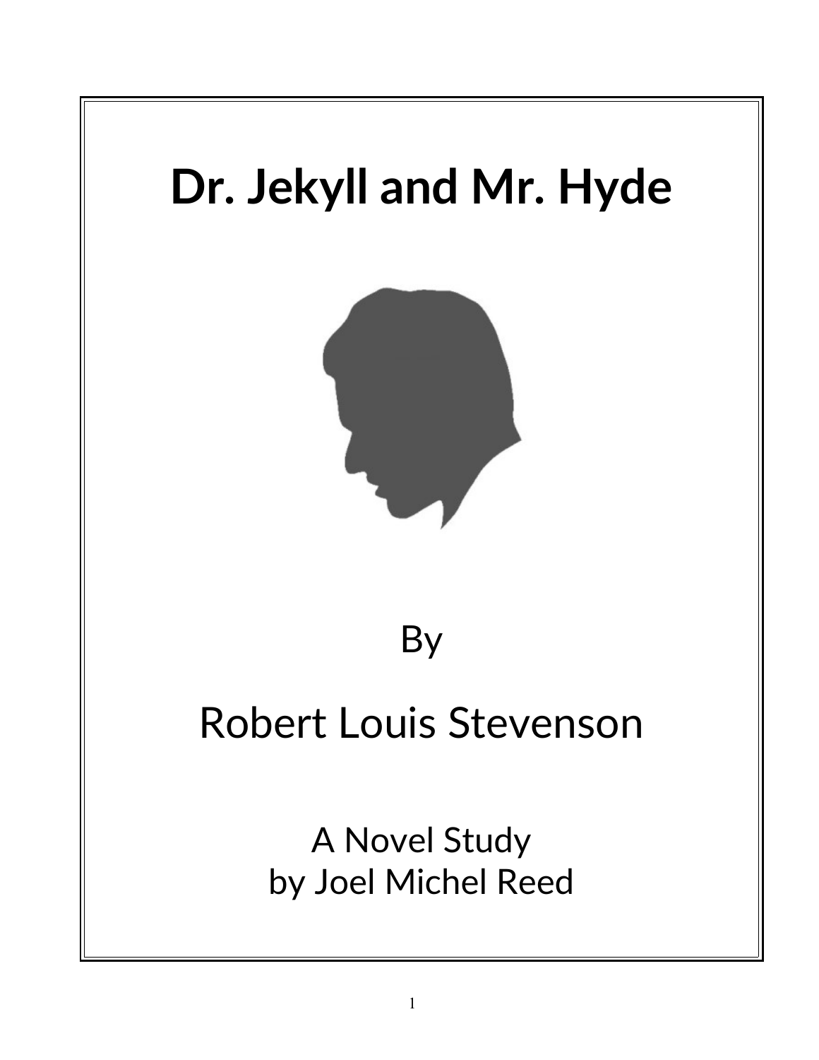# Dr. Jekyll and Mr. Hyde

By

Robert Louis Stevenson

A Novel Study
by Joel Michel Reed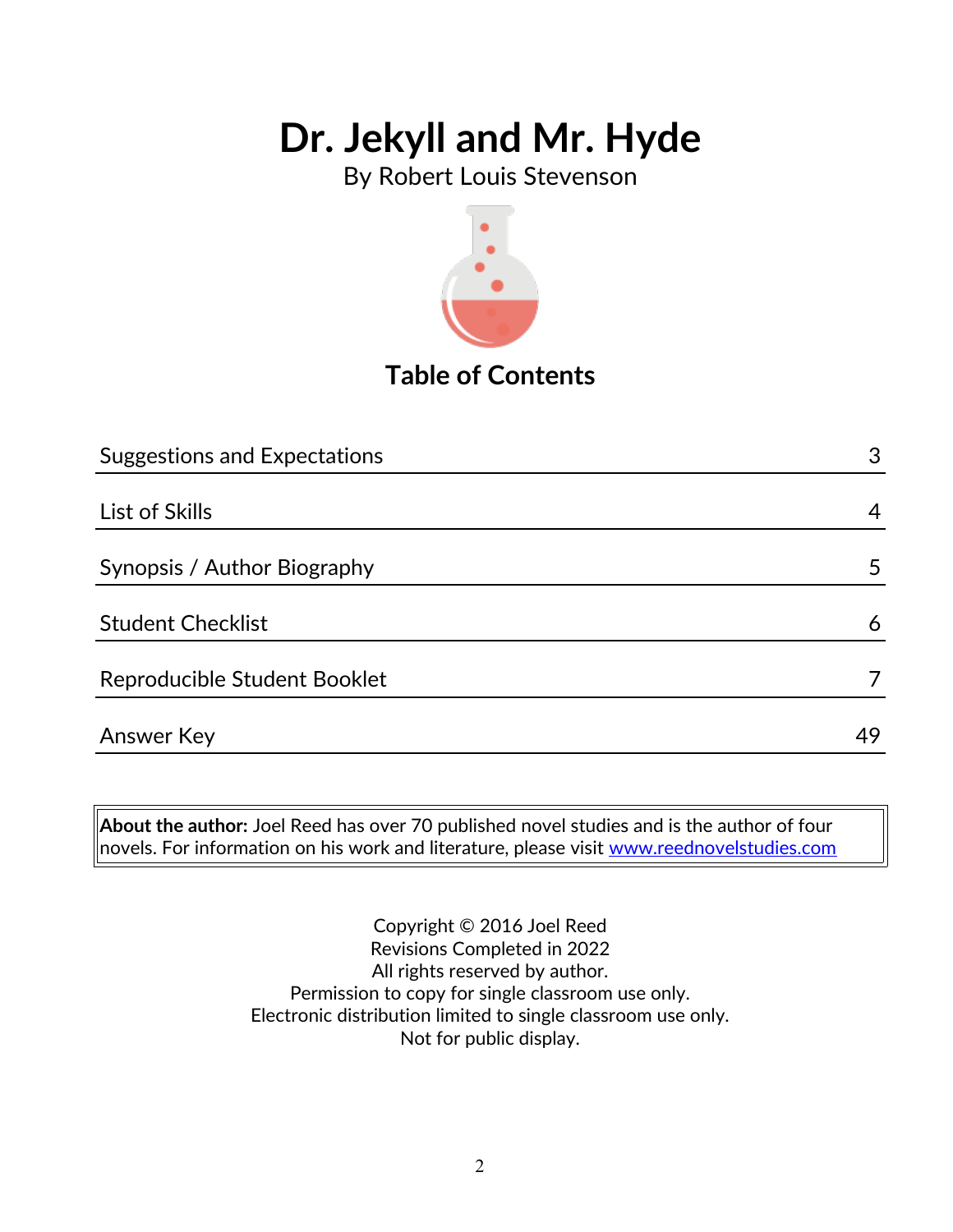# Dr. Jekyll and Mr. Hyde

By Robert Louis Stevenson

## Table of Contents

| | |
|---|---|
| Suggestions and Expectations | 3 |
| List of Skills | 4 |
| Synopsis / Author Biography | 5 |
| Student Checklist | 6 |
| Reproducible Student Booklet | 7 |
| Answer Key | 49 |

**About the author:** Joel Reed has over 70 published novel studies and is the author of four novels. For information on his work and literature, please visit www.reednovelstudies.com

Copyright © 2016 Joel Reed
Revisions Completed in 2022
All rights reserved by author.
Permission to copy for single classroom use only.
Electronic distribution limited to single classroom use only.
Not for public display.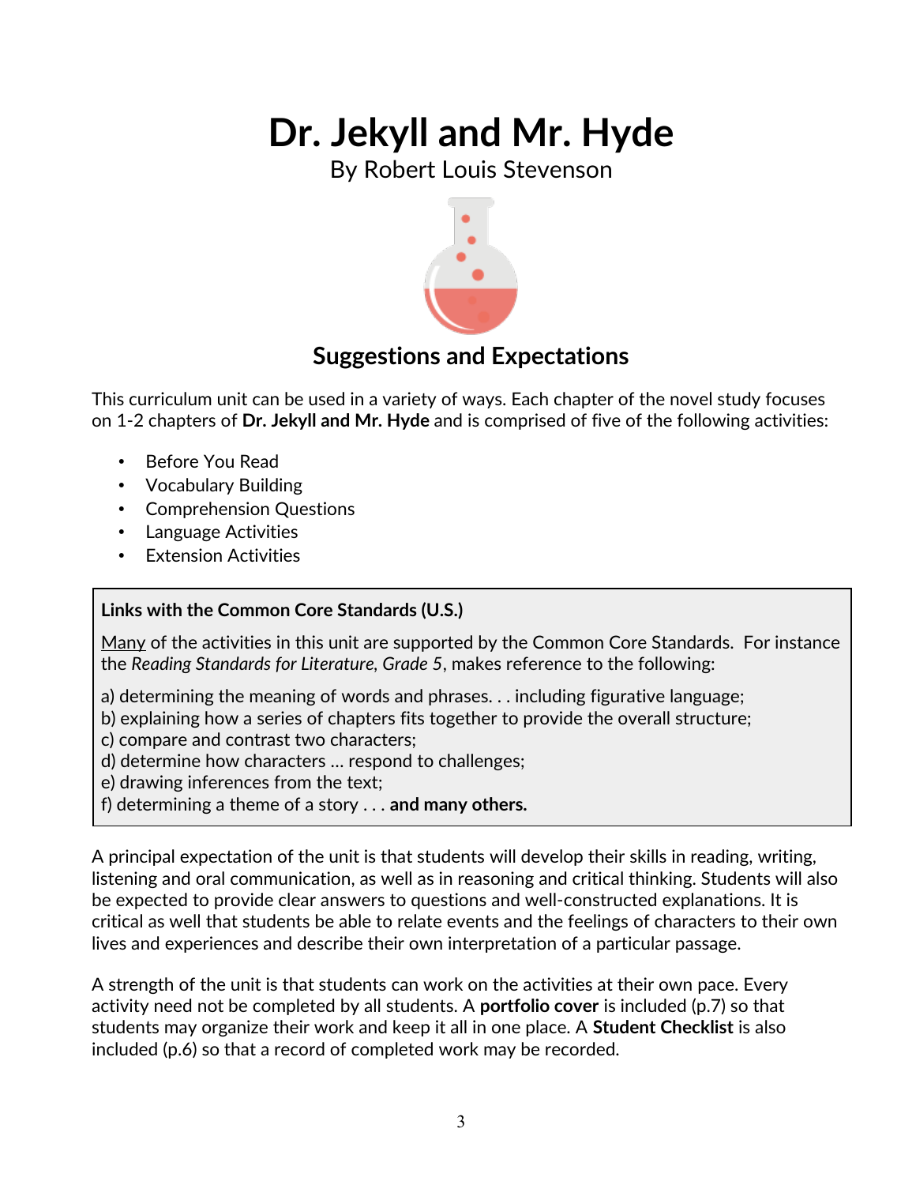# Dr. Jekyll and Mr. Hyde

By Robert Louis Stevenson

## Suggestions and Expectations

This curriculum unit can be used in a variety of ways. Each chapter of the novel study focuses on 1-2 chapters of **Dr. Jekyll and Mr. Hyde** and is comprised of five of the following activities:

- Before You Read
- Vocabulary Building
- Comprehension Questions
- Language Activities
- Extension Activities

**Links with the Common Core Standards (U.S.)**

<u>Many</u> of the activities in this unit are supported by the Common Core Standards. For instance the *Reading Standards for Literature, Grade 5*, makes reference to the following:

a) determining the meaning of words and phrases. . . including figurative language;
b) explaining how a series of chapters fits together to provide the overall structure;
c) compare and contrast two characters;
d) determine how characters … respond to challenges;
e) drawing inferences from the text;
f) determining a theme of a story . . . **and many others.**

A principal expectation of the unit is that students will develop their skills in reading, writing, listening and oral communication, as well as in reasoning and critical thinking. Students will also be expected to provide clear answers to questions and well-constructed explanations. It is critical as well that students be able to relate events and the feelings of characters to their own lives and experiences and describe their own interpretation of a particular passage.

A strength of the unit is that students can work on the activities at their own pace. Every activity need not be completed by all students. A **portfolio cover** is included (p.7) so that students may organize their work and keep it all in one place. A **Student Checklist** is also included (p.6) so that a record of completed work may be recorded.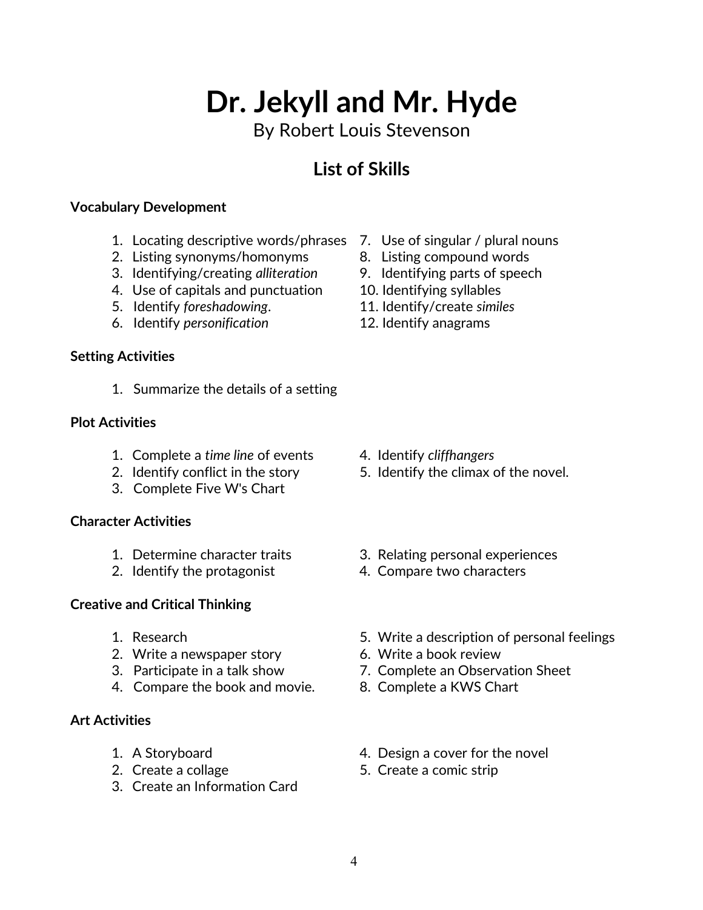# Dr. Jekyll and Mr. Hyde

By Robert Louis Stevenson

## List of Skills

**Vocabulary Development**

1. Locating descriptive words/phrases
2. Listing synonyms/homonyms
3. Identifying/creating *alliteration*
4. Use of capitals and punctuation
5. Identify *foreshadowing*.
6. Identify *personification*
7. Use of singular / plural nouns
8. Listing compound words
9. Identifying parts of speech
10. Identifying syllables
11. Identify/create *similes*
12. Identify anagrams

**Setting Activities**

1. Summarize the details of a setting

**Plot Activities**

1. Complete a *time line* of events
2. Identify conflict in the story
3. Complete Five W's Chart
4. Identify *cliffhangers*
5. Identify the climax of the novel.

**Character Activities**

1. Determine character traits
2. Identify the protagonist
3. Relating personal experiences
4. Compare two characters

**Creative and Critical Thinking**

1. Research
2. Write a newspaper story
3. Participate in a talk show
4. Compare the book and movie.
5. Write a description of personal feelings
6. Write a book review
7. Complete an Observation Sheet
8. Complete a KWS Chart

**Art Activities**

1. A Storyboard
2. Create a collage
3. Create an Information Card
4. Design a cover for the novel
5. Create a comic strip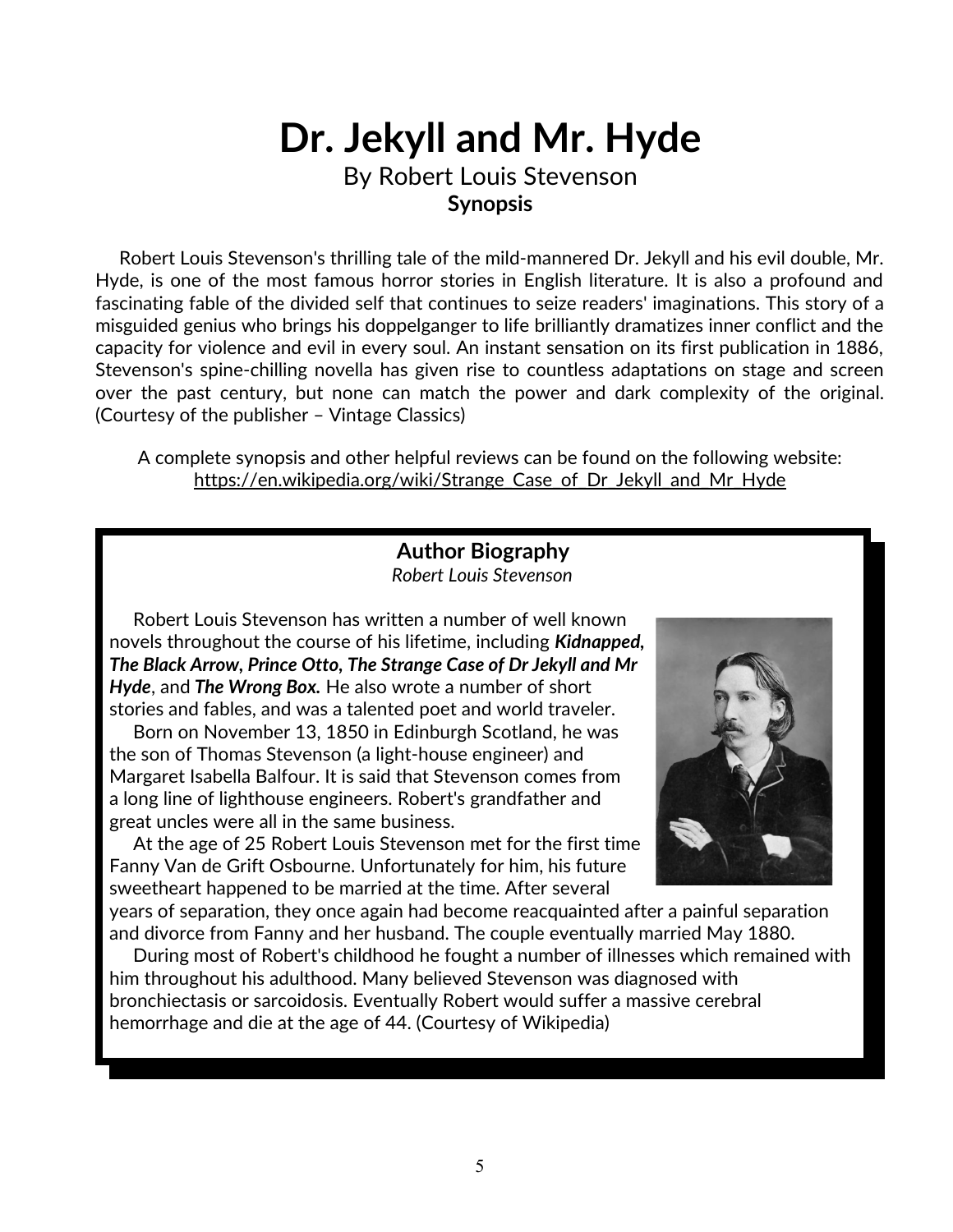# Dr. Jekyll and Mr. Hyde

By Robert Louis Stevenson

**Synopsis**

Robert Louis Stevenson's thrilling tale of the mild-mannered Dr. Jekyll and his evil double, Mr. Hyde, is one of the most famous horror stories in English literature. It is also a profound and fascinating fable of the divided self that continues to seize readers' imaginations. This story of a misguided genius who brings his doppelganger to life brilliantly dramatizes inner conflict and the capacity for violence and evil in every soul. An instant sensation on its first publication in 1886, Stevenson's spine-chilling novella has given rise to countless adaptations on stage and screen over the past century, but none can match the power and dark complexity of the original. (Courtesy of the publisher – Vintage Classics)

A complete synopsis and other helpful reviews can be found on the following website:
https://en.wikipedia.org/wiki/Strange_Case_of_Dr_Jekyll_and_Mr_Hyde

## Author Biography

*Robert Louis Stevenson*

Robert Louis Stevenson has written a number of well known novels throughout the course of his lifetime, including ***Kidnapped***, ***The Black Arrow***, ***Prince Otto***, ***The Strange Case of Dr Jekyll and Mr Hyde***, and ***The Wrong Box.*** He also wrote a number of short stories and fables, and was a talented poet and world traveler.

Born on November 13, 1850 in Edinburgh Scotland, he was the son of Thomas Stevenson (a light-house engineer) and Margaret Isabella Balfour. It is said that Stevenson comes from a long line of lighthouse engineers. Robert's grandfather and great uncles were all in the same business.

At the age of 25 Robert Louis Stevenson met for the first time Fanny Van de Grift Osbourne. Unfortunately for him, his future sweetheart happened to be married at the time. After several years of separation, they once again had become reacquainted after a painful separation and divorce from Fanny and her husband. The couple eventually married May 1880.

During most of Robert's childhood he fought a number of illnesses which remained with him throughout his adulthood. Many believed Stevenson was diagnosed with bronchiectasis or sarcoidosis. Eventually Robert would suffer a massive cerebral hemorrhage and die at the age of 44. (Courtesy of Wikipedia)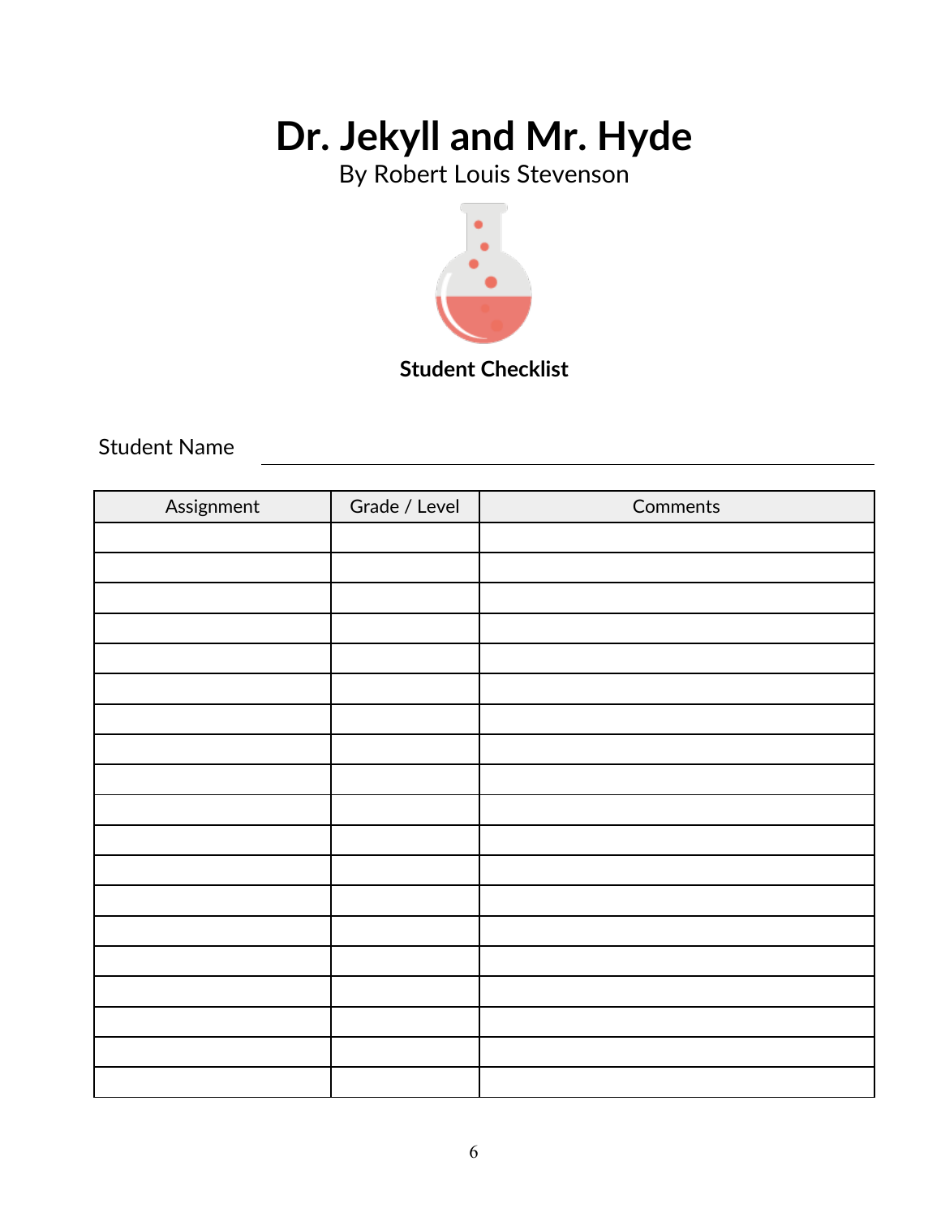# Dr. Jekyll and Mr. Hyde

By Robert Louis Stevenson

**Student Checklist**

Student Name ______________________________

| Assignment | Grade / Level | Comments |
|---|---|---|
| | | |
| | | |
| | | |
| | | |
| | | |
| | | |
| | | |
| | | |
| | | |
| | | |
| | | |
| | | |
| | | |
| | | |
| | | |
| | | |
| | | |
| | | |
| | | |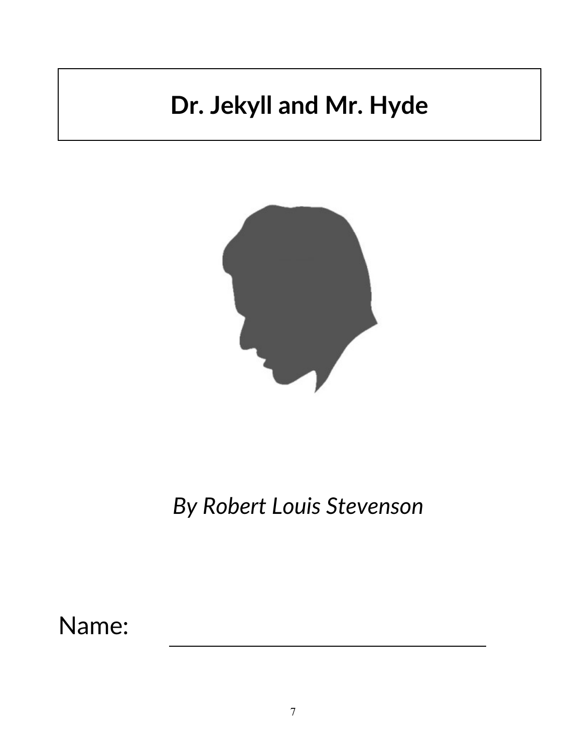# Dr. Jekyll and Mr. Hyde

*By Robert Louis Stevenson*

Name: ________________________________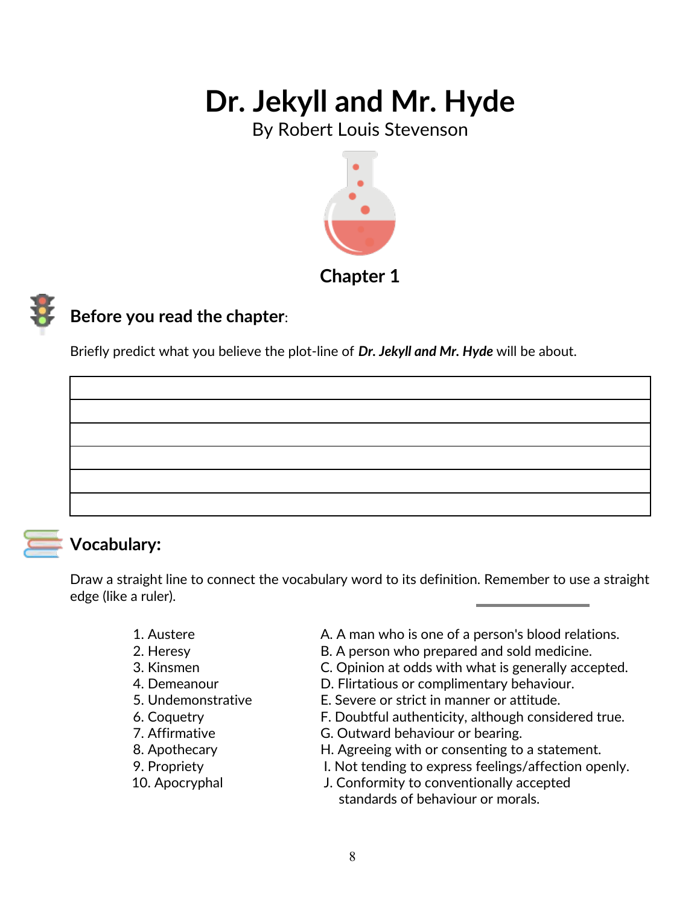# Dr. Jekyll and Mr. Hyde

By Robert Louis Stevenson

## Chapter 1

### Before you read the chapter:

Briefly predict what you believe the plot-line of ***Dr. Jekyll and Mr. Hyde*** will be about.

| |
|---|
| |
| |
| |
| |
| |

### Vocabulary:

Draw a straight line to connect the vocabulary word to its definition. Remember to use a straight edge (like a ruler).

| | |
|---|---|
| 1. Austere | A. A man who is one of a person's blood relations. |
| 2. Heresy | B. A person who prepared and sold medicine. |
| 3. Kinsmen | C. Opinion at odds with what is generally accepted. |
| 4. Demeanour | D. Flirtatious or complimentary behaviour. |
| 5. Undemonstrative | E. Severe or strict in manner or attitude. |
| 6. Coquetry | F. Doubtful authenticity, although considered true. |
| 7. Affirmative | G. Outward behaviour or bearing. |
| 8. Apothecary | H. Agreeing with or consenting to a statement. |
| 9. Propriety | I. Not tending to express feelings/affection openly. |
| 10. Apocryphal | J. Conformity to conventionally accepted standards of behaviour or morals. |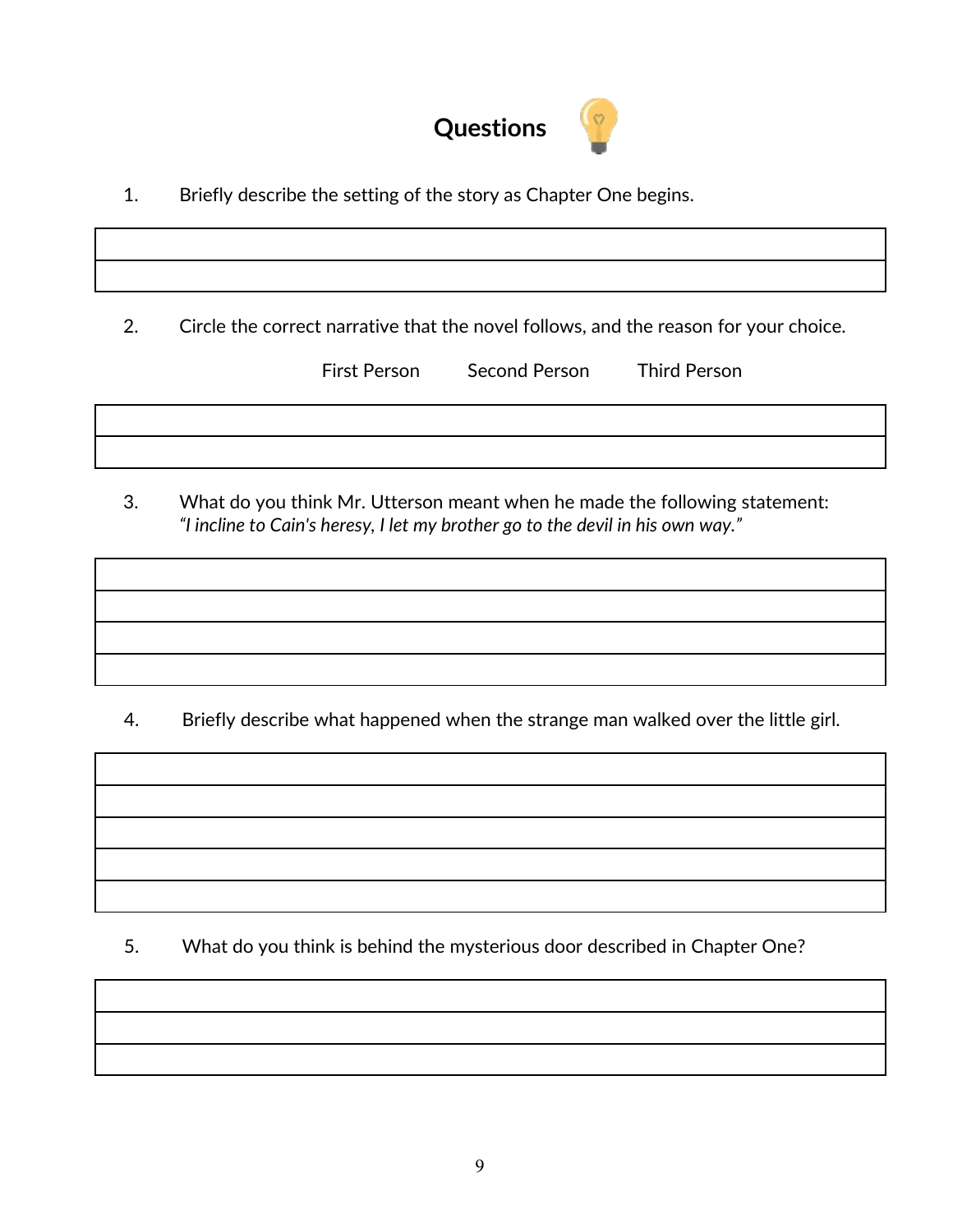## Questions

1. Briefly describe the setting of the story as Chapter One begins.

| |
|---|
| |

2. Circle the correct narrative that the novel follows, and the reason for your choice.

First Person Second Person Third Person

| |
|---|
| |

3. What do you think Mr. Utterson meant when he made the following statement: *"I incline to Cain's heresy, I let my brother go to the devil in his own way."*

| |
|---|
| |
| |
| |

4. Briefly describe what happened when the strange man walked over the little girl.

| |
|---|
| |
| |
| |
| |

5. What do you think is behind the mysterious door described in Chapter One?

| |
|---|
| |
| |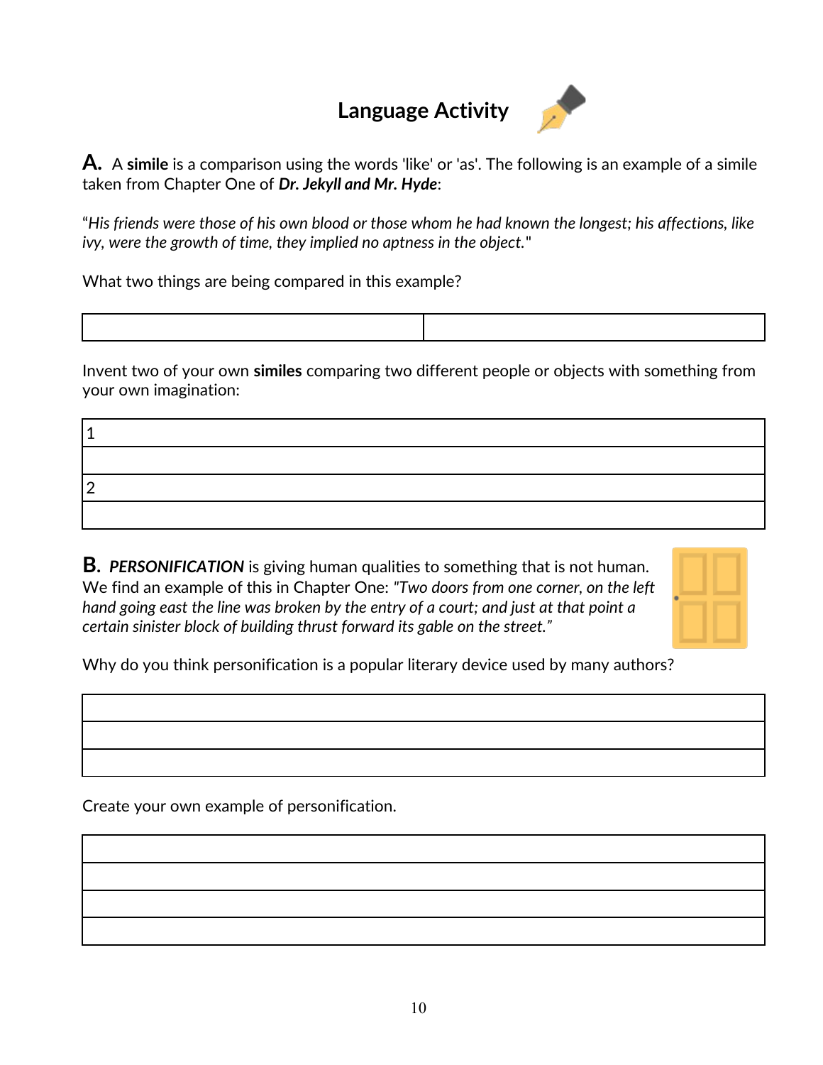# Language Activity

**A.** A **simile** is a comparison using the words 'like' or 'as'. The following is an example of a simile taken from Chapter One of ***Dr. Jekyll and Mr. Hyde***:

*"His friends were those of his own blood or those whom he had known the longest; his affections, like ivy, were the growth of time, they implied no aptness in the object."*

What two things are being compared in this example?

| | |
|---|---|
| | |

Invent two of your own **similes** comparing two different people or objects with something from your own imagination:

| |
|---|
| 1 |
| |
| 2 |
| |

**B.** ***PERSONIFICATION*** is giving human qualities to something that is not human. We find an example of this in Chapter One: *"Two doors from one corner, on the left hand going east the line was broken by the entry of a court; and just at that point a certain sinister block of building thrust forward its gable on the street."*

Why do you think personification is a popular literary device used by many authors?

| |
|---|
| |
| |
| |

Create your own example of personification.

| |
|---|
| |
| |
| |
| |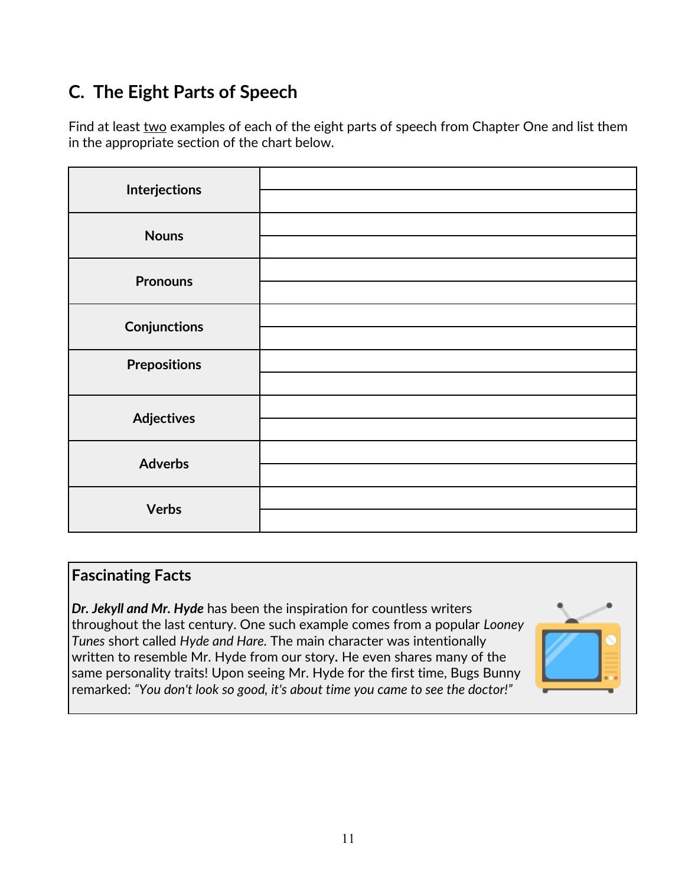## C. The Eight Parts of Speech

Find at least two examples of each of the eight parts of speech from Chapter One and list them in the appropriate section of the chart below.

| | |
|---|---|
| **Interjections** | |
| | |
| **Nouns** | |
| | |
| **Pronouns** | |
| | |
| **Conjunctions** | |
| | |
| **Prepositions** | |
| | |
| **Adjectives** | |
| | |
| **Adverbs** | |
| | |
| **Verbs** | |
| | |

### Fascinating Facts

***Dr. Jekyll and Mr. Hyde*** has been the inspiration for countless writers throughout the last century. One such example comes from a popular *Looney Tunes* short called *Hyde and Hare*. The main character was intentionally written to resemble Mr. Hyde from our story. He even shares many of the same personality traits! Upon seeing Mr. Hyde for the first time, Bugs Bunny remarked: *"You don't look so good, it's about time you came to see the doctor!"*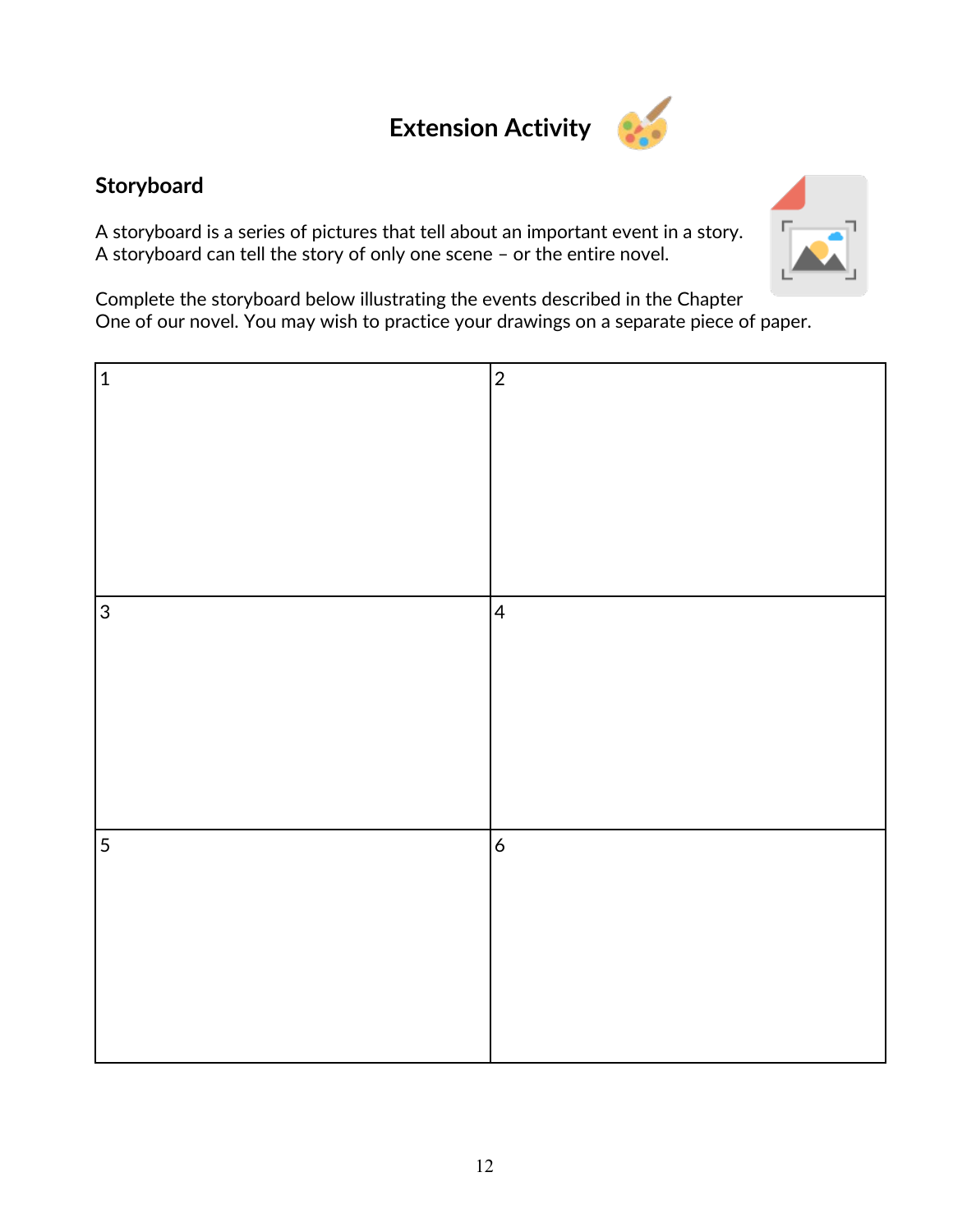# Extension Activity

## Storyboard

A storyboard is a series of pictures that tell about an important event in a story. A storyboard can tell the story of only one scene – or the entire novel.

Complete the storyboard below illustrating the events described in the Chapter One of our novel. You may wish to practice your drawings on a separate piece of paper.

| | |
|---|---|
| 1 | 2 |
| 3 | 4 |
| 5 | 6 |